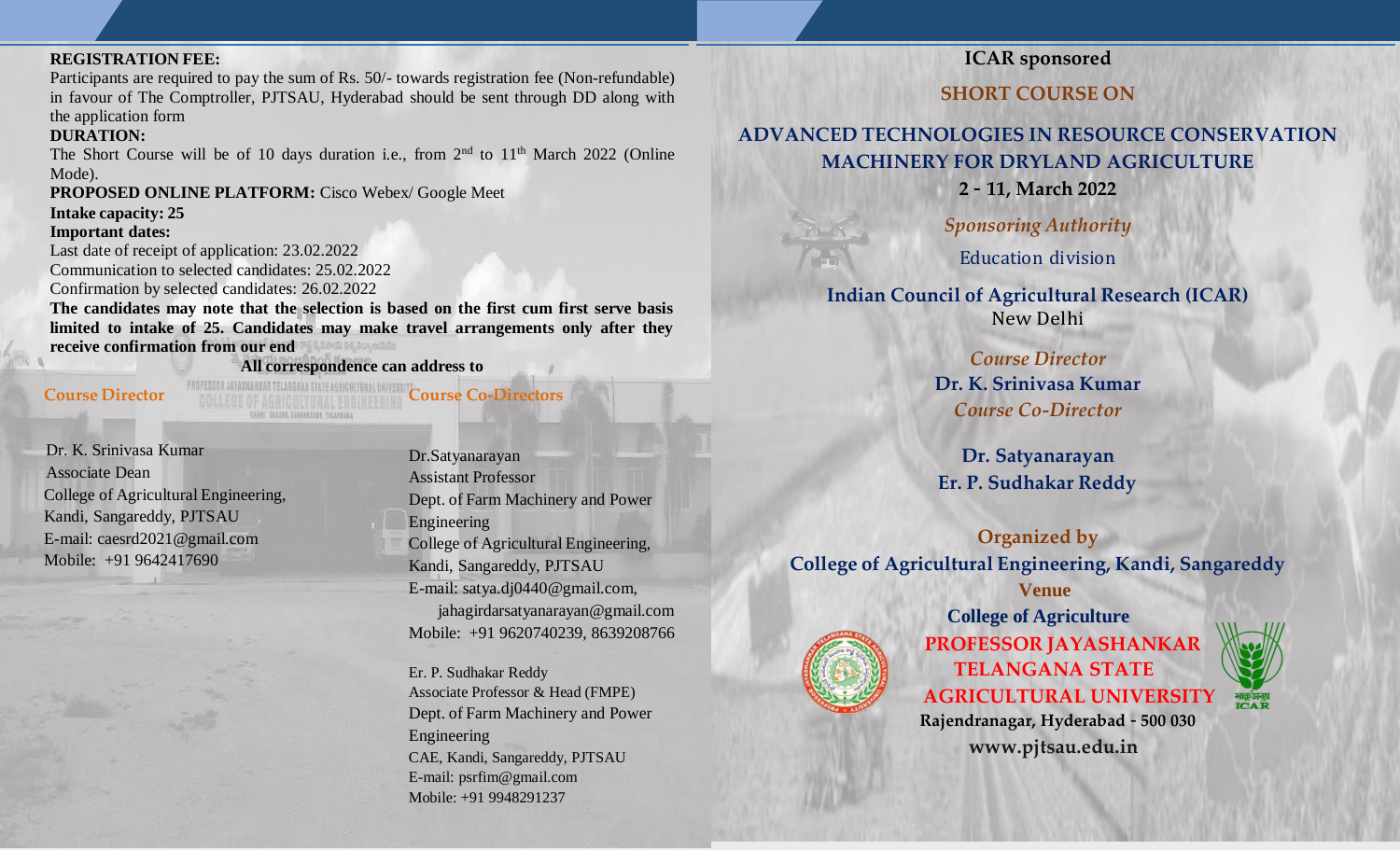**REGISTRATION FEE:**

Participants are required to pay the sum of Rs. 50/- towards registration fee (Non-refundable) in favour of The Comptroller, PJTSAU, Hyderabad should be sent through DD along with the application form

**DURATION:**

The Short Course will be of 10 days duration i.e., from 2nd to 11th March 2022 (Online Mode).

**PROPOSED ONLINE PLATFORM:** Cisco Webex/ Google Meet

**Intake capacity: 25**

**Important dates:**

Last date of receipt of application: 23.02.2022

Communication to selected candidates: 25.02.2022

Confirmation by selected candidates: 26.02.2022

**The candidates may note that the selection is based on the first cum first serve basis limited to intake of 25. Candidates may make travel arrangements only after they receive confirmation from our end**

**All correspondence can address to**

**Course Director**

Dr. K. Srinivasa Kumar
Associate Dean
College of Agricultural Engineering,
Kandi, Sangareddy, PJTSAU
E-mail: caesrd2021@gmail.com
Mobile: +91 9642417690

**Course Co-Directors**

Dr.Satyanarayan
Assistant Professor
Dept. of Farm Machinery and Power Engineering
College of Agricultural Engineering,
Kandi, Sangareddy, PJTSAU
E-mail: satya.dj0440@gmail.com,
jahagirdarsatyanarayan@gmail.com
Mobile: +91 9620740239, 8639208766

Er. P. Sudhakar Reddy
Associate Professor & Head (FMPE)
Dept. of Farm Machinery and Power Engineering
CAE, Kandi, Sangareddy, PJTSAU
E-mail: psrfim@gmail.com
Mobile: +91 9948291237

**ICAR sponsored**

**SHORT COURSE ON**

# ADVANCED TECHNOLOGIES IN RESOURCE CONSERVATION MACHINERY FOR DRYLAND AGRICULTURE

**2 - 11, March 2022**

*Sponsoring Authority*

Education division

**Indian Council of Agricultural Research (ICAR)**
New Delhi

*Course Director*

**Dr. K. Srinivasa Kumar**

*Course Co-Director*

**Dr. Satyanarayan**
**Er. P. Sudhakar Reddy**

**Organized by**

**College of Agricultural Engineering, Kandi, Sangareddy**

**Venue**

**College of Agriculture**

**PROFESSOR JAYASHANKAR TELANGANA STATE AGRICULTURAL UNIVERSITY**

**Rajendranagar, Hyderabad - 500 030**

**www.pjtsau.edu.in**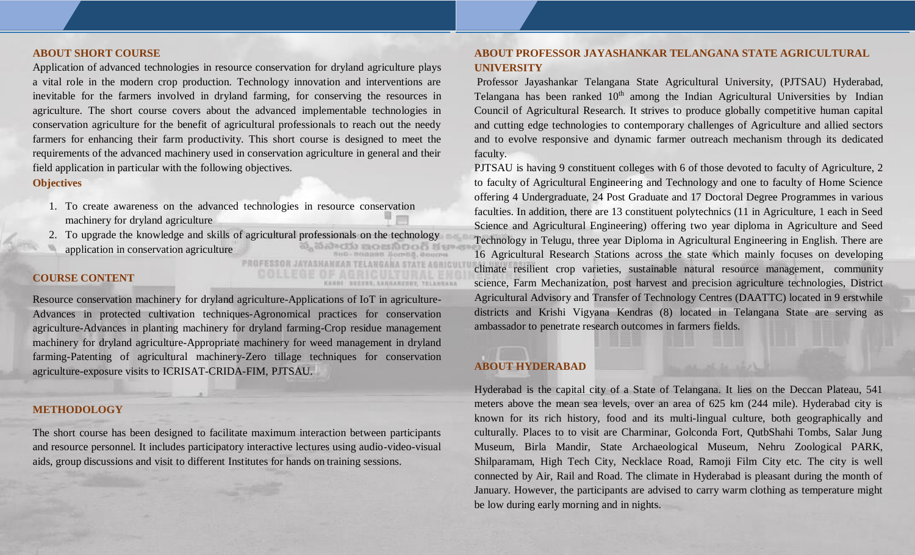## ABOUT SHORT COURSE

Application of advanced technologies in resource conservation for dryland agriculture plays a vital role in the modern crop production. Technology innovation and interventions are inevitable for the farmers involved in dryland farming, for conserving the resources in agriculture. The short course covers about the advanced implementable technologies in conservation agriculture for the benefit of agricultural professionals to reach out the needy farmers for enhancing their farm productivity. This short course is designed to meet the requirements of the advanced machinery used in conservation agriculture in general and their field application in particular with the following objectives.

### Objectives

1. To create awareness on the advanced technologies in resource conservation machinery for dryland agriculture
2. To upgrade the knowledge and skills of agricultural professionals on the technology application in conservation agriculture

## COURSE CONTENT

Resource conservation machinery for dryland agriculture-Applications of IoT in agriculture-Advances in protected cultivation techniques-Agronomical practices for conservation agriculture-Advances in planting machinery for dryland farming-Crop residue management machinery for dryland agriculture-Appropriate machinery for weed management in dryland farming-Patenting of agricultural machinery-Zero tillage techniques for conservation agriculture-exposure visits to ICRISAT-CRIDA-FIM, PJTSAU.

## METHODOLOGY

The short course has been designed to facilitate maximum interaction between participants and resource personnel. It includes participatory interactive lectures using audio-video-visual aids, group discussions and visit to different Institutes for hands on training sessions.

## ABOUT PROFESSOR JAYASHANKAR TELANGANA STATE AGRICULTURAL UNIVERSITY

Professor Jayashankar Telangana State Agricultural University, (PJTSAU) Hyderabad, Telangana has been ranked 10th among the Indian Agricultural Universities by Indian Council of Agricultural Research. It strives to produce globally competitive human capital and cutting edge technologies to contemporary challenges of Agriculture and allied sectors and to evolve responsive and dynamic farmer outreach mechanism through its dedicated faculty.

PJTSAU is having 9 constituent colleges with 6 of those devoted to faculty of Agriculture, 2 to faculty of Agricultural Engineering and Technology and one to faculty of Home Science offering 4 Undergraduate, 24 Post Graduate and 17 Doctoral Degree Programmes in various faculties. In addition, there are 13 constituent polytechnics (11 in Agriculture, 1 each in Seed Science and Agricultural Engineering) offering two year diploma in Agriculture and Seed Technology in Telugu, three year Diploma in Agricultural Engineering in English. There are 16 Agricultural Research Stations across the state which mainly focuses on developing climate resilient crop varieties, sustainable natural resource management, community science, Farm Mechanization, post harvest and precision agriculture technologies, District Agricultural Advisory and Transfer of Technology Centres (DAATTC) located in 9 erstwhile districts and Krishi Vigyana Kendras (8) located in Telangana State are serving as ambassador to penetrate research outcomes in farmers fields.

## ABOUT HYDERABAD

Hyderabad is the capital city of a State of Telangana. It lies on the Deccan Plateau, 541 meters above the mean sea levels, over an area of 625 km (244 mile). Hyderabad city is known for its rich history, food and its multi-lingual culture, both geographically and culturally. Places to to visit are Charminar, Golconda Fort, QutbShahi Tombs, Salar Jung Museum, Birla Mandir, State Archaeological Museum, Nehru Zoological PARK, Shilparamam, High Tech City, Necklace Road, Ramoji Film City etc. The city is well connected by Air, Rail and Road. The climate in Hyderabad is pleasant during the month of January. However, the participants are advised to carry warm clothing as temperature might be low during early morning and in nights.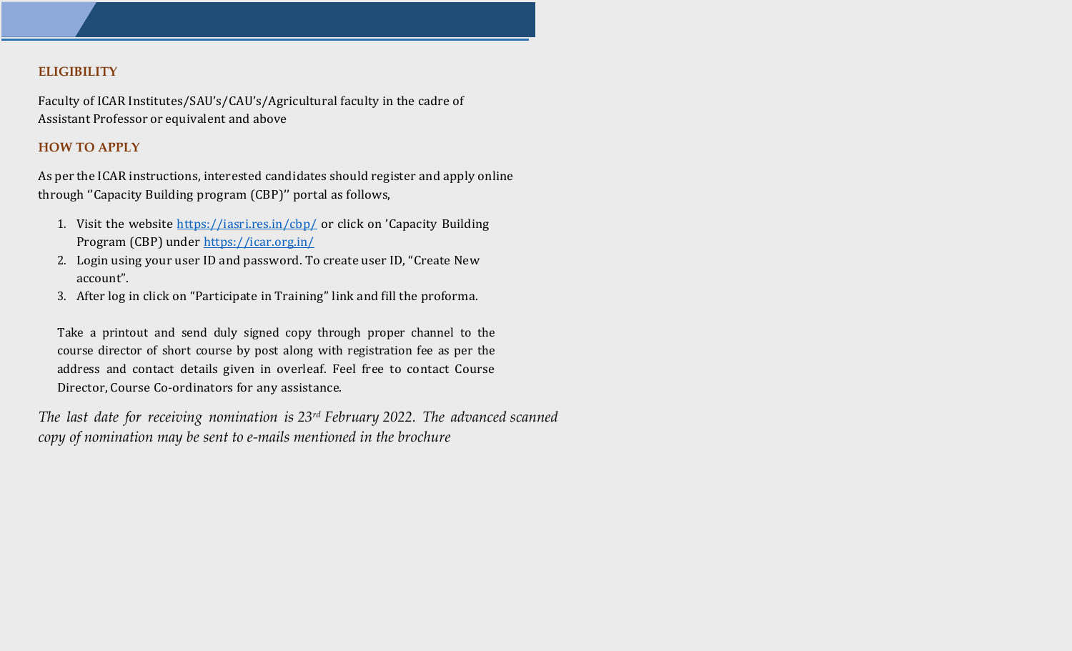## ELIGIBILITY

Faculty of ICAR Institutes/SAU's/CAU's/Agricultural faculty in the cadre of Assistant Professor or equivalent and above

## HOW TO APPLY

As per the ICAR instructions, interested candidates should register and apply online through ''Capacity Building program (CBP)'' portal as follows,

1. Visit the website https://iasri.res.in/cbp/ or click on 'Capacity Building Program (CBP) under https://icar.org.in/
2. Login using your user ID and password. To create user ID, "Create New account".
3. After log in click on "Participate in Training" link and fill the proforma.

Take a printout and send duly signed copy through proper channel to the course director of short course by post along with registration fee as per the address and contact details given in overleaf. Feel free to contact Course Director, Course Co-ordinators for any assistance.

*The last date for receiving nomination is 23rd February 2022. The advanced scanned copy of nomination may be sent to e-mails mentioned in the brochure*